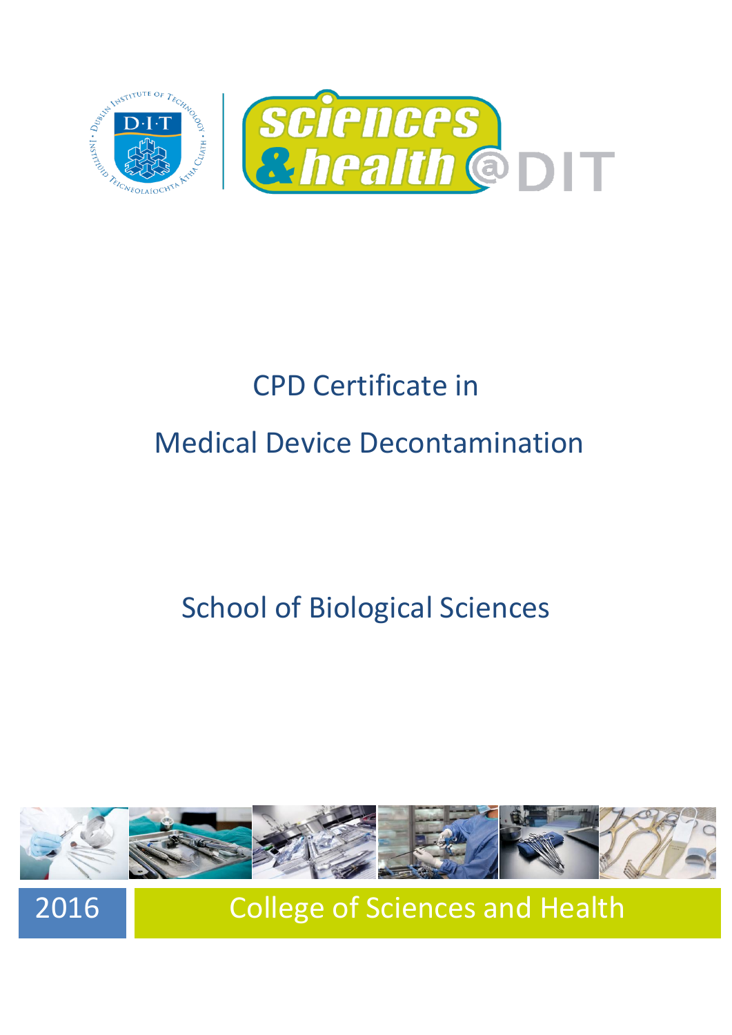# CPD Certificate in

# Medical Device Decontamination

## School of Biological Sciences

2016

College of Sciences and Health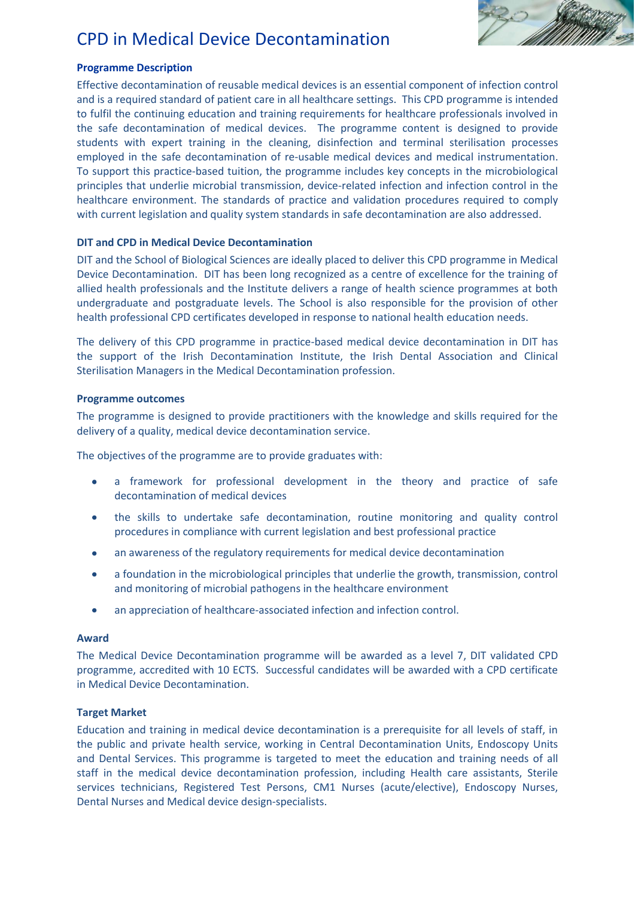# CPD in Medical Device Decontamination

## Programme Description

Effective decontamination of reusable medical devices is an essential component of infection control and is a required standard of patient care in all healthcare settings. This CPD programme is intended to fulfil the continuing education and training requirements for healthcare professionals involved in the safe decontamination of medical devices. The programme content is designed to provide students with expert training in the cleaning, disinfection and terminal sterilisation processes employed in the safe decontamination of re-usable medical devices and medical instrumentation. To support this practice-based tuition, the programme includes key concepts in the microbiological principles that underlie microbial transmission, device-related infection and infection control in the healthcare environment. The standards of practice and validation procedures required to comply with current legislation and quality system standards in safe decontamination are also addressed.

## DIT and CPD in Medical Device Decontamination

DIT and the School of Biological Sciences are ideally placed to deliver this CPD programme in Medical Device Decontamination. DIT has been long recognized as a centre of excellence for the training of allied health professionals and the Institute delivers a range of health science programmes at both undergraduate and postgraduate levels. The School is also responsible for the provision of other health professional CPD certificates developed in response to national health education needs.

The delivery of this CPD programme in practice-based medical device decontamination in DIT has the support of the Irish Decontamination Institute, the Irish Dental Association and Clinical Sterilisation Managers in the Medical Decontamination profession.

## Programme outcomes

The programme is designed to provide practitioners with the knowledge and skills required for the delivery of a quality, medical device decontamination service.

The objectives of the programme are to provide graduates with:

- a framework for professional development in the theory and practice of safe decontamination of medical devices
- the skills to undertake safe decontamination, routine monitoring and quality control procedures in compliance with current legislation and best professional practice
- an awareness of the regulatory requirements for medical device decontamination
- a foundation in the microbiological principles that underlie the growth, transmission, control and monitoring of microbial pathogens in the healthcare environment
- an appreciation of healthcare-associated infection and infection control.

## Award

The Medical Device Decontamination programme will be awarded as a level 7, DIT validated CPD programme, accredited with 10 ECTS. Successful candidates will be awarded with a CPD certificate in Medical Device Decontamination.

## Target Market

Education and training in medical device decontamination is a prerequisite for all levels of staff, in the public and private health service, working in Central Decontamination Units, Endoscopy Units and Dental Services. This programme is targeted to meet the education and training needs of all staff in the medical device decontamination profession, including Health care assistants, Sterile services technicians, Registered Test Persons, CM1 Nurses (acute/elective), Endoscopy Nurses, Dental Nurses and Medical device design-specialists.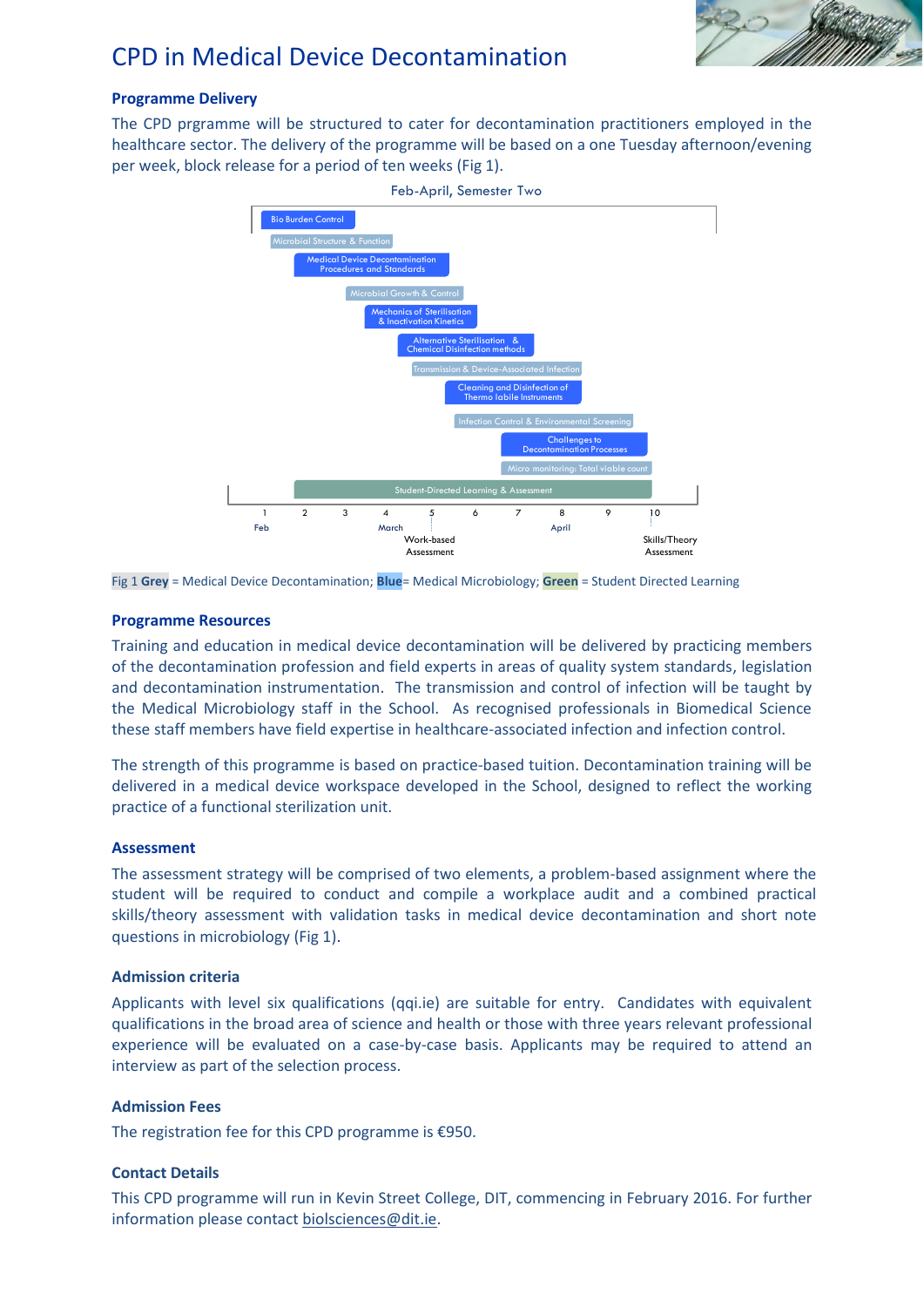# CPD in Medical Device Decontamination

## Programme Delivery

The CPD prgramme will be structured to cater for decontamination practitioners employed in the healthcare sector. The delivery of the programme will be based on a one Tuesday afternoon/evening per week, block release for a period of ten weeks (Fig 1).

Feb-April, Semester Two

Bio Burden Control
Microbial Structure & Function
Medical Device Decontamination Procedures and Standards
Microbial Growth & Control
Mechanics of Sterilisation & Inactivation Kinetics
Alternative Sterilisation & Chemical Disinfection methods
Transmission & Device-Associated Infection
Cleaning and Disinfection of Thermo labile Instruments
Infection Control & Environmental Screening
Challenges to Decontamination Processes
Micro monitoring: Total viable count
Student-Directed Learning & Assessment

1 2 3 4 5 6 7 8 9 10
Feb March April
Work-based Assessment
Skills/Theory Assessment

Fig 1 **Grey** = Medical Device Decontamination; **Blue**= Medical Microbiology; **Green** = Student Directed Learning

## Programme Resources

Training and education in medical device decontamination will be delivered by practicing members of the decontamination profession and field experts in areas of quality system standards, legislation and decontamination instrumentation. The transmission and control of infection will be taught by the Medical Microbiology staff in the School. As recognised professionals in Biomedical Science these staff members have field expertise in healthcare-associated infection and infection control.

The strength of this programme is based on practice-based tuition. Decontamination training will be delivered in a medical device workspace developed in the School, designed to reflect the working practice of a functional sterilization unit.

## Assessment

The assessment strategy will be comprised of two elements, a problem-based assignment where the student will be required to conduct and compile a workplace audit and a combined practical skills/theory assessment with validation tasks in medical device decontamination and short note questions in microbiology (Fig 1).

## Admission criteria

Applicants with level six qualifications (qqi.ie) are suitable for entry. Candidates with equivalent qualifications in the broad area of science and health or those with three years relevant professional experience will be evaluated on a case-by-case basis. Applicants may be required to attend an interview as part of the selection process.

## Admission Fees

The registration fee for this CPD programme is €950.

## Contact Details

This CPD programme will run in Kevin Street College, DIT, commencing in February 2016. For further information please contact biolsciences@dit.ie.